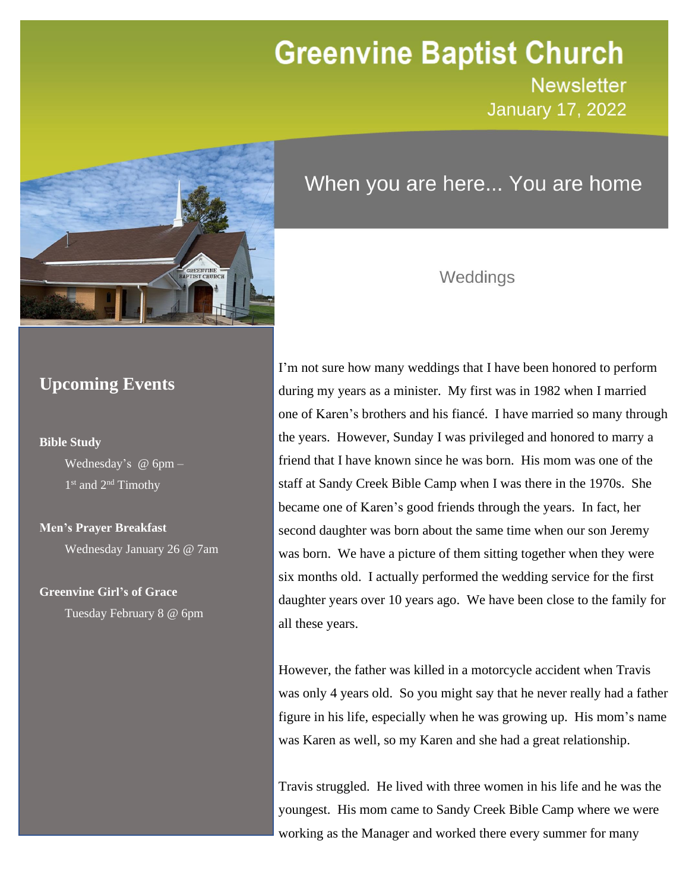# Greenvine Baptist Church

Newsletter

January 17, 2022

When you are here... You are home

## Upcoming Events

**Bible Study**

Wednesday's @ 6pm – 1st and 2nd Timothy

**Men's Prayer Breakfast**

Wednesday January 26 @ 7am

**Greenvine Girl's of Grace**

Tuesday February 8 @ 6pm

## Weddings

I'm not sure how many weddings that I have been honored to perform during my years as a minister. My first was in 1982 when I married one of Karen's brothers and his fiancé. I have married so many through the years. However, Sunday I was privileged and honored to marry a friend that I have known since he was born. His mom was one of the staff at Sandy Creek Bible Camp when I was there in the 1970s. She became one of Karen's good friends through the years. In fact, her second daughter was born about the same time when our son Jeremy was born. We have a picture of them sitting together when they were six months old. I actually performed the wedding service for the first daughter years over 10 years ago. We have been close to the family for all these years.

However, the father was killed in a motorcycle accident when Travis was only 4 years old. So you might say that he never really had a father figure in his life, especially when he was growing up. His mom's name was Karen as well, so my Karen and she had a great relationship.

Travis struggled. He lived with three women in his life and he was the youngest. His mom came to Sandy Creek Bible Camp where we were working as the Manager and worked there every summer for many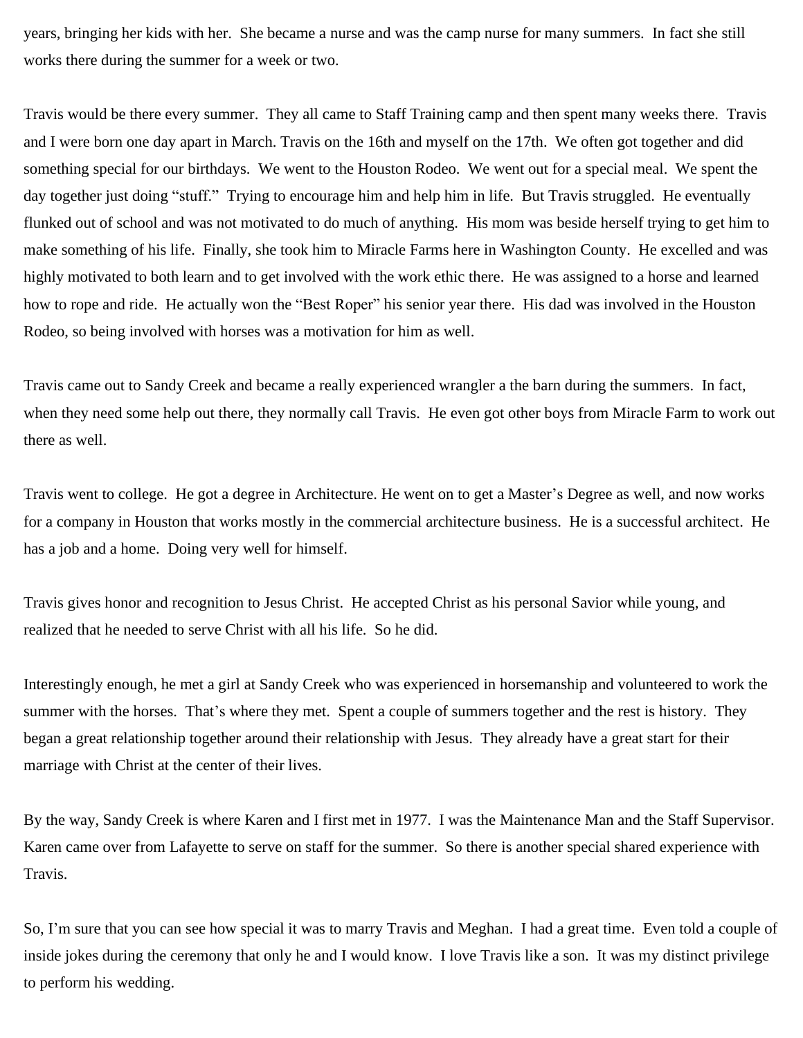years, bringing her kids with her. She became a nurse and was the camp nurse for many summers. In fact she still works there during the summer for a week or two.

Travis would be there every summer. They all came to Staff Training camp and then spent many weeks there. Travis and I were born one day apart in March. Travis on the 16th and myself on the 17th. We often got together and did something special for our birthdays. We went to the Houston Rodeo. We went out for a special meal. We spent the day together just doing "stuff." Trying to encourage him and help him in life. But Travis struggled. He eventually flunked out of school and was not motivated to do much of anything. His mom was beside herself trying to get him to make something of his life. Finally, she took him to Miracle Farms here in Washington County. He excelled and was highly motivated to both learn and to get involved with the work ethic there. He was assigned to a horse and learned how to rope and ride. He actually won the "Best Roper" his senior year there. His dad was involved in the Houston Rodeo, so being involved with horses was a motivation for him as well.

Travis came out to Sandy Creek and became a really experienced wrangler a the barn during the summers. In fact, when they need some help out there, they normally call Travis. He even got other boys from Miracle Farm to work out there as well.

Travis went to college. He got a degree in Architecture. He went on to get a Master's Degree as well, and now works for a company in Houston that works mostly in the commercial architecture business. He is a successful architect. He has a job and a home. Doing very well for himself.

Travis gives honor and recognition to Jesus Christ. He accepted Christ as his personal Savior while young, and realized that he needed to serve Christ with all his life. So he did.

Interestingly enough, he met a girl at Sandy Creek who was experienced in horsemanship and volunteered to work the summer with the horses. That's where they met. Spent a couple of summers together and the rest is history. They began a great relationship together around their relationship with Jesus. They already have a great start for their marriage with Christ at the center of their lives.

By the way, Sandy Creek is where Karen and I first met in 1977. I was the Maintenance Man and the Staff Supervisor. Karen came over from Lafayette to serve on staff for the summer. So there is another special shared experience with Travis.

So, I'm sure that you can see how special it was to marry Travis and Meghan. I had a great time. Even told a couple of inside jokes during the ceremony that only he and I would know. I love Travis like a son. It was my distinct privilege to perform his wedding.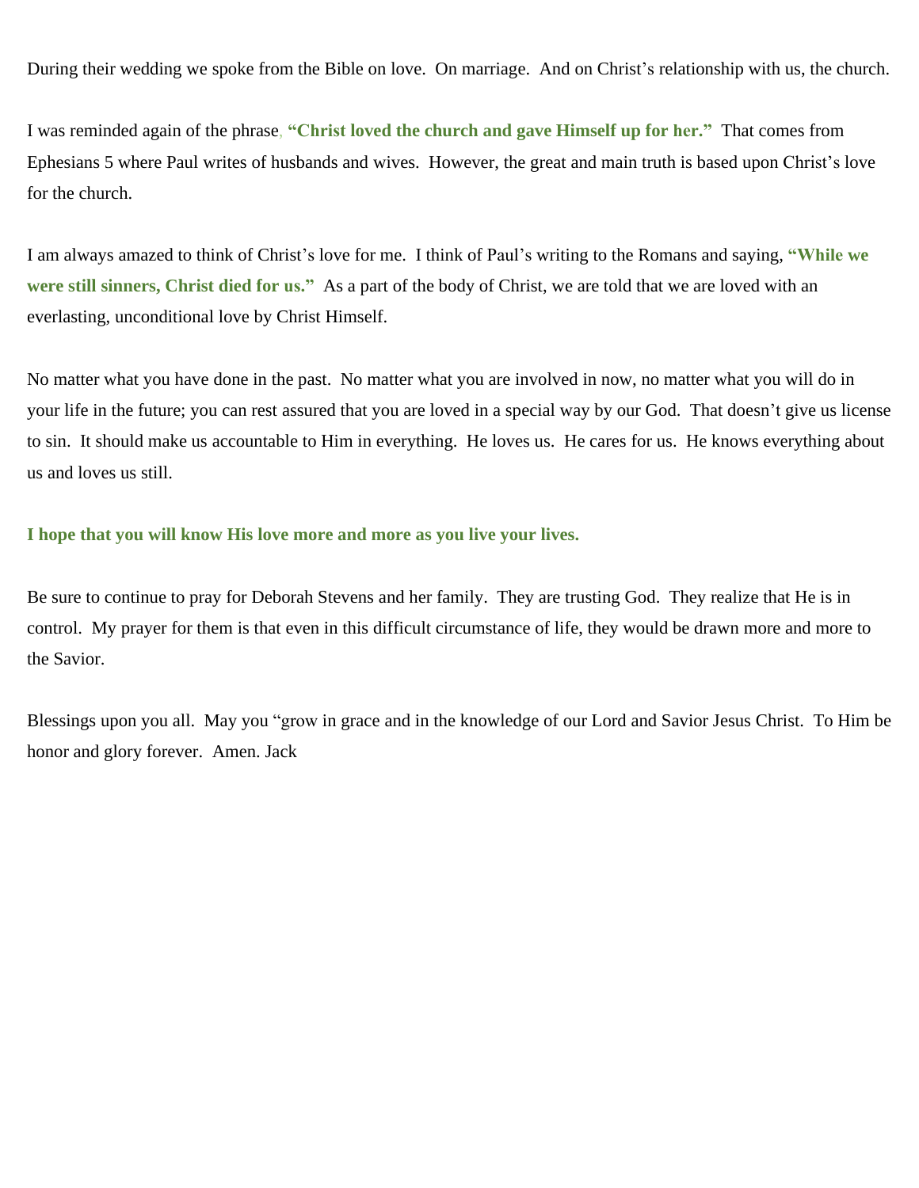During their wedding we spoke from the Bible on love. On marriage. And on Christ's relationship with us, the church.

I was reminded again of the phrase, **"Christ loved the church and gave Himself up for her."** That comes from Ephesians 5 where Paul writes of husbands and wives. However, the great and main truth is based upon Christ's love for the church.

I am always amazed to think of Christ's love for me. I think of Paul's writing to the Romans and saying, **"While we were still sinners, Christ died for us."** As a part of the body of Christ, we are told that we are loved with an everlasting, unconditional love by Christ Himself.

No matter what you have done in the past. No matter what you are involved in now, no matter what you will do in your life in the future; you can rest assured that you are loved in a special way by our God. That doesn't give us license to sin. It should make us accountable to Him in everything. He loves us. He cares for us. He knows everything about us and loves us still.

**I hope that you will know His love more and more as you live your lives.**

Be sure to continue to pray for Deborah Stevens and her family. They are trusting God. They realize that He is in control. My prayer for them is that even in this difficult circumstance of life, they would be drawn more and more to the Savior.

Blessings upon you all. May you "grow in grace and in the knowledge of our Lord and Savior Jesus Christ. To Him be honor and glory forever. Amen. Jack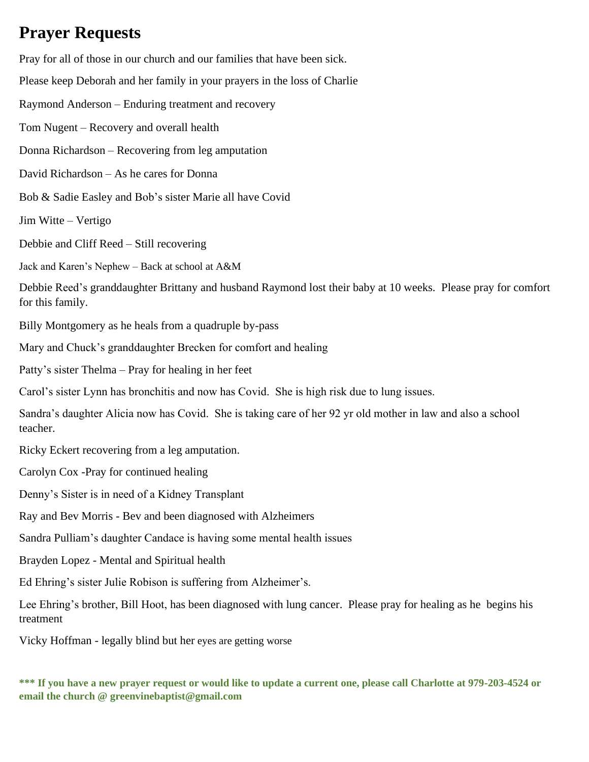# Prayer Requests

Pray for all of those in our church and our families that have been sick.

Please keep Deborah and her family in your prayers in the loss of Charlie

Raymond Anderson – Enduring treatment and recovery

Tom Nugent – Recovery and overall health

Donna Richardson – Recovering from leg amputation

David Richardson – As he cares for Donna

Bob & Sadie Easley and Bob's sister Marie all have Covid

Jim Witte – Vertigo

Debbie and Cliff Reed – Still recovering

Jack and Karen's Nephew – Back at school at A&M

Debbie Reed's granddaughter Brittany and husband Raymond lost their baby at 10 weeks. Please pray for comfort for this family.

Billy Montgomery as he heals from a quadruple by-pass

Mary and Chuck's granddaughter Brecken for comfort and healing

Patty's sister Thelma – Pray for healing in her feet

Carol's sister Lynn has bronchitis and now has Covid. She is high risk due to lung issues.

Sandra's daughter Alicia now has Covid. She is taking care of her 92 yr old mother in law and also a school teacher.

Ricky Eckert recovering from a leg amputation.

Carolyn Cox -Pray for continued healing

Denny's Sister is in need of a Kidney Transplant

Ray and Bev Morris - Bev and been diagnosed with Alzheimers

Sandra Pulliam's daughter Candace is having some mental health issues

Brayden Lopez - Mental and Spiritual health

Ed Ehring's sister Julie Robison is suffering from Alzheimer's.

Lee Ehring's brother, Bill Hoot, has been diagnosed with lung cancer. Please pray for healing as he begins his treatment

Vicky Hoffman - legally blind but her eyes are getting worse

**\*\*\* If you have a new prayer request or would like to update a current one, please call Charlotte at 979-203-4524 or email the church @ greenvinebaptist@gmail.com**